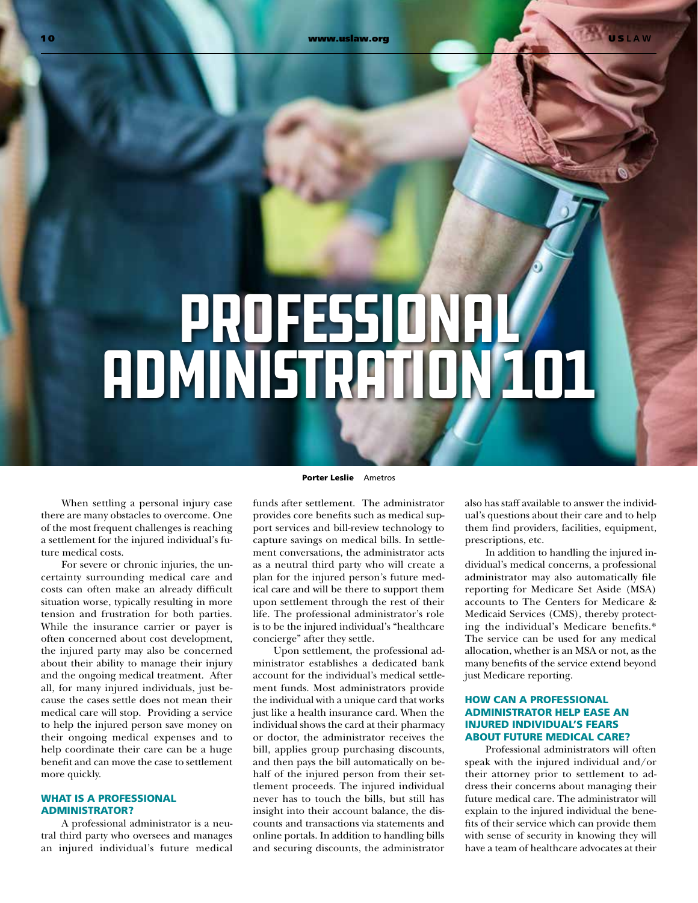# PROFESSIONAL ADMINISTRATION 101

**Porter Leslie** Ametros

When settling a personal injury case there are many obstacles to overcome. One of the most frequent challenges is reaching a settlement for the injured individual's future medical costs.

For severe or chronic injuries, the uncertainty surrounding medical care and costs can often make an already difficult situation worse, typically resulting in more tension and frustration for both parties. While the insurance carrier or payer is often concerned about cost development, the injured party may also be concerned about their ability to manage their injury and the ongoing medical treatment. After all, for many injured individuals, just because the cases settle does not mean their medical care will stop. Providing a service to help the injured person save money on their ongoing medical expenses and to help coordinate their care can be a huge benefit and can move the case to settlement more quickly.

## WHAT IS A PROFESSIONAL ADMINISTRATOR?

A professional administrator is a neutral third party who oversees and manages an injured individual's future medical funds after settlement. The administrator provides core benefits such as medical support services and bill-review technology to capture savings on medical bills. In settlement conversations, the administrator acts as a neutral third party who will create a plan for the injured person's future medical care and will be there to support them upon settlement through the rest of their life. The professional administrator's role is to be the injured individual's "healthcare concierge" after they settle.

Upon settlement, the professional administrator establishes a dedicated bank account for the individual's medical settlement funds. Most administrators provide the individual with a unique card that works just like a health insurance card. When the individual shows the card at their pharmacy or doctor, the administrator receives the bill, applies group purchasing discounts, and then pays the bill automatically on behalf of the injured person from their settlement proceeds. The injured individual never has to touch the bills, but still has insight into their account balance, the discounts and transactions via statements and online portals. In addition to handling bills and securing discounts, the administrator also has staff available to answer the individual's questions about their care and to help them find providers, facilities, equipment, prescriptions, etc.

In addition to handling the injured individual's medical concerns, a professional administrator may also automatically file reporting for Medicare Set Aside (MSA) accounts to The Centers for Medicare & Medicaid Services (CMS), thereby protecting the individual's Medicare benefits.* The service can be used for any medical allocation, whether is an MSA or not, as the many benefits of the service extend beyond just Medicare reporting.

## HOW CAN A PROFESSIONAL ADMINISTRATOR HELP EASE AN INJURED INDIVIDUAL'S FEARS ABOUT FUTURE MEDICAL CARE?

Professional administrators will often speak with the injured individual and/or their attorney prior to settlement to address their concerns about managing their future medical care. The administrator will explain to the injured individual the benefits of their service which can provide them with sense of security in knowing they will have a team of healthcare advocates at their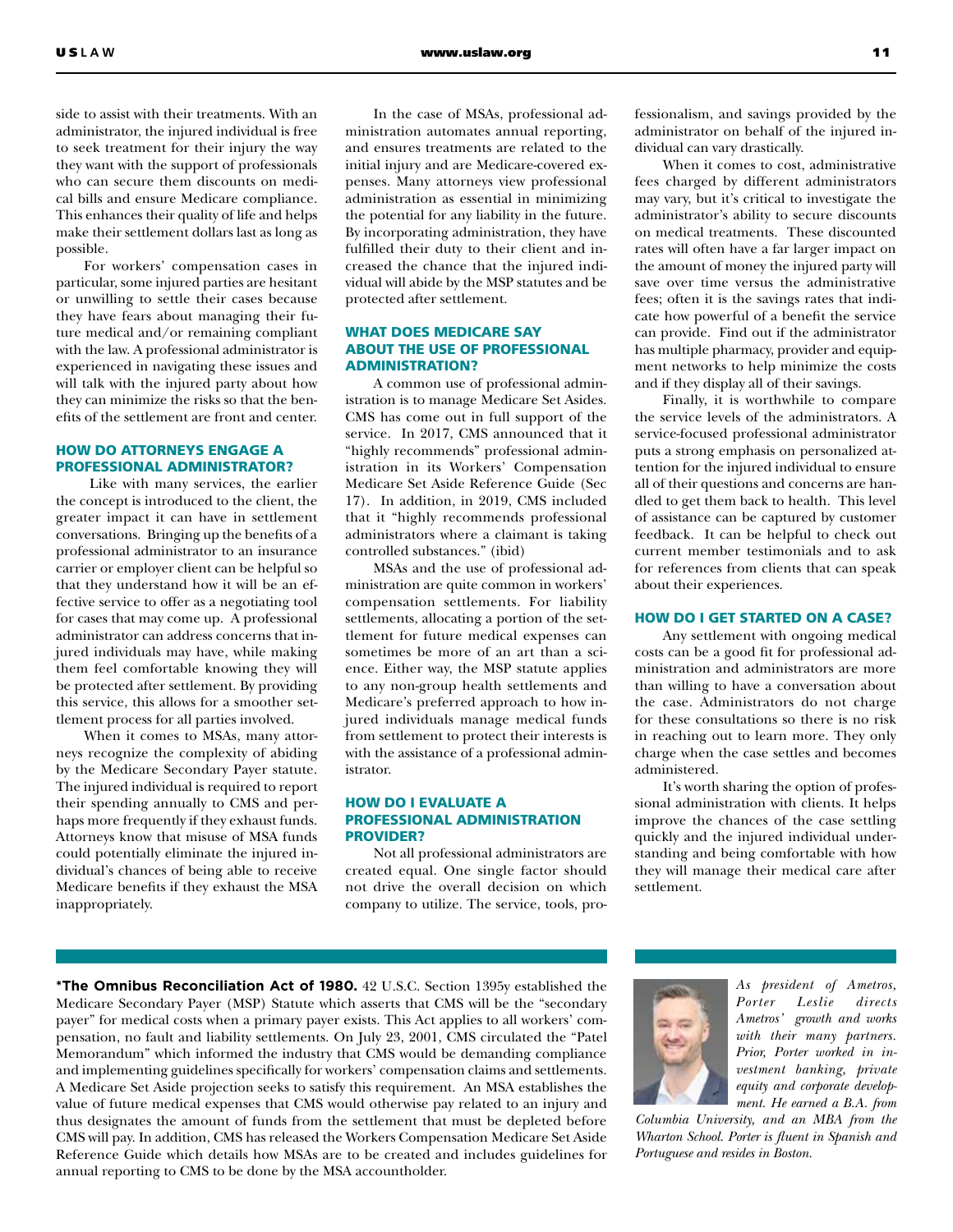side to assist with their treatments. With an administrator, the injured individual is free to seek treatment for their injury the way they want with the support of professionals who can secure them discounts on medical bills and ensure Medicare compliance. This enhances their quality of life and helps make their settlement dollars last as long as possible.

For workers' compensation cases in particular, some injured parties are hesitant or unwilling to settle their cases because they have fears about managing their future medical and/or remaining compliant with the law. A professional administrator is experienced in navigating these issues and will talk with the injured party about how they can minimize the risks so that the benefits of the settlement are front and center.

## HOW DO ATTORNEYS ENGAGE A PROFESSIONAL ADMINISTRATOR?

Like with many services, the earlier the concept is introduced to the client, the greater impact it can have in settlement conversations. Bringing up the benefits of a professional administrator to an insurance carrier or employer client can be helpful so that they understand how it will be an effective service to offer as a negotiating tool for cases that may come up. A professional administrator can address concerns that injured individuals may have, while making them feel comfortable knowing they will be protected after settlement. By providing this service, this allows for a smoother settlement process for all parties involved.

When it comes to MSAs, many attorneys recognize the complexity of abiding by the Medicare Secondary Payer statute. The injured individual is required to report their spending annually to CMS and perhaps more frequently if they exhaust funds. Attorneys know that misuse of MSA funds could potentially eliminate the injured individual's chances of being able to receive Medicare benefits if they exhaust the MSA inappropriately.

In the case of MSAs, professional administration automates annual reporting, and ensures treatments are related to the initial injury and are Medicare-covered expenses. Many attorneys view professional administration as essential in minimizing the potential for any liability in the future. By incorporating administration, they have fulfilled their duty to their client and increased the chance that the injured individual will abide by the MSP statutes and be protected after settlement.

## WHAT DOES MEDICARE SAY ABOUT THE USE OF PROFESSIONAL ADMINISTRATION?

A common use of professional administration is to manage Medicare Set Asides. CMS has come out in full support of the service. In 2017, CMS announced that it "highly recommends" professional administration in its Workers' Compensation Medicare Set Aside Reference Guide (Sec 17). In addition, in 2019, CMS included that it "highly recommends professional administrators where a claimant is taking controlled substances." (ibid)

MSAs and the use of professional administration are quite common in workers' compensation settlements. For liability settlements, allocating a portion of the settlement for future medical expenses can sometimes be more of an art than a science. Either way, the MSP statute applies to any non-group health settlements and Medicare's preferred approach to how injured individuals manage medical funds from settlement to protect their interests is with the assistance of a professional administrator.

## HOW DO I EVALUATE A PROFESSIONAL ADMINISTRATION PROVIDER?

Not all professional administrators are created equal. One single factor should not drive the overall decision on which company to utilize. The service, tools, professionalism, and savings provided by the administrator on behalf of the injured individual can vary drastically.

When it comes to cost, administrative fees charged by different administrators may vary, but it's critical to investigate the administrator's ability to secure discounts on medical treatments. These discounted rates will often have a far larger impact on the amount of money the injured party will save over time versus the administrative fees; often it is the savings rates that indicate how powerful of a benefit the service can provide. Find out if the administrator has multiple pharmacy, provider and equipment networks to help minimize the costs and if they display all of their savings.

Finally, it is worthwhile to compare the service levels of the administrators. A service-focused professional administrator puts a strong emphasis on personalized attention for the injured individual to ensure all of their questions and concerns are handled to get them back to health. This level of assistance can be captured by customer feedback. It can be helpful to check out current member testimonials and to ask for references from clients that can speak about their experiences.

## HOW DO I GET STARTED ON A CASE?

Any settlement with ongoing medical costs can be a good fit for professional administration and administrators are more than willing to have a conversation about the case. Administrators do not charge for these consultations so there is no risk in reaching out to learn more. They only charge when the case settles and becomes administered.

It's worth sharing the option of professional administration with clients. It helps improve the chances of the case settling quickly and the injured individual understanding and being comfortable with how they will manage their medical care after settlement.

**\*The Omnibus Reconciliation Act of 1980.** 42 U.S.C. Section 1395y established the Medicare Secondary Payer (MSP) Statute which asserts that CMS will be the "secondary payer" for medical costs when a primary payer exists. This Act applies to all workers' compensation, no fault and liability settlements. On July 23, 2001, CMS circulated the "Patel Memorandum" which informed the industry that CMS would be demanding compliance and implementing guidelines specifically for workers' compensation claims and settlements. A Medicare Set Aside projection seeks to satisfy this requirement. An MSA establishes the value of future medical expenses that CMS would otherwise pay related to an injury and thus designates the amount of funds from the settlement that must be depleted before CMS will pay. In addition, CMS has released the Workers Compensation Medicare Set Aside Reference Guide which details how MSAs are to be created and includes guidelines for annual reporting to CMS to be done by the MSA accountholder.

*As president of Ametros, Porter Leslie directs Ametros' growth and works with their many partners. Prior, Porter worked in investment banking, private equity and corporate development. He earned a B.A. from Columbia University, and an MBA from the Wharton School. Porter is fluent in Spanish and Portuguese and resides in Boston.*